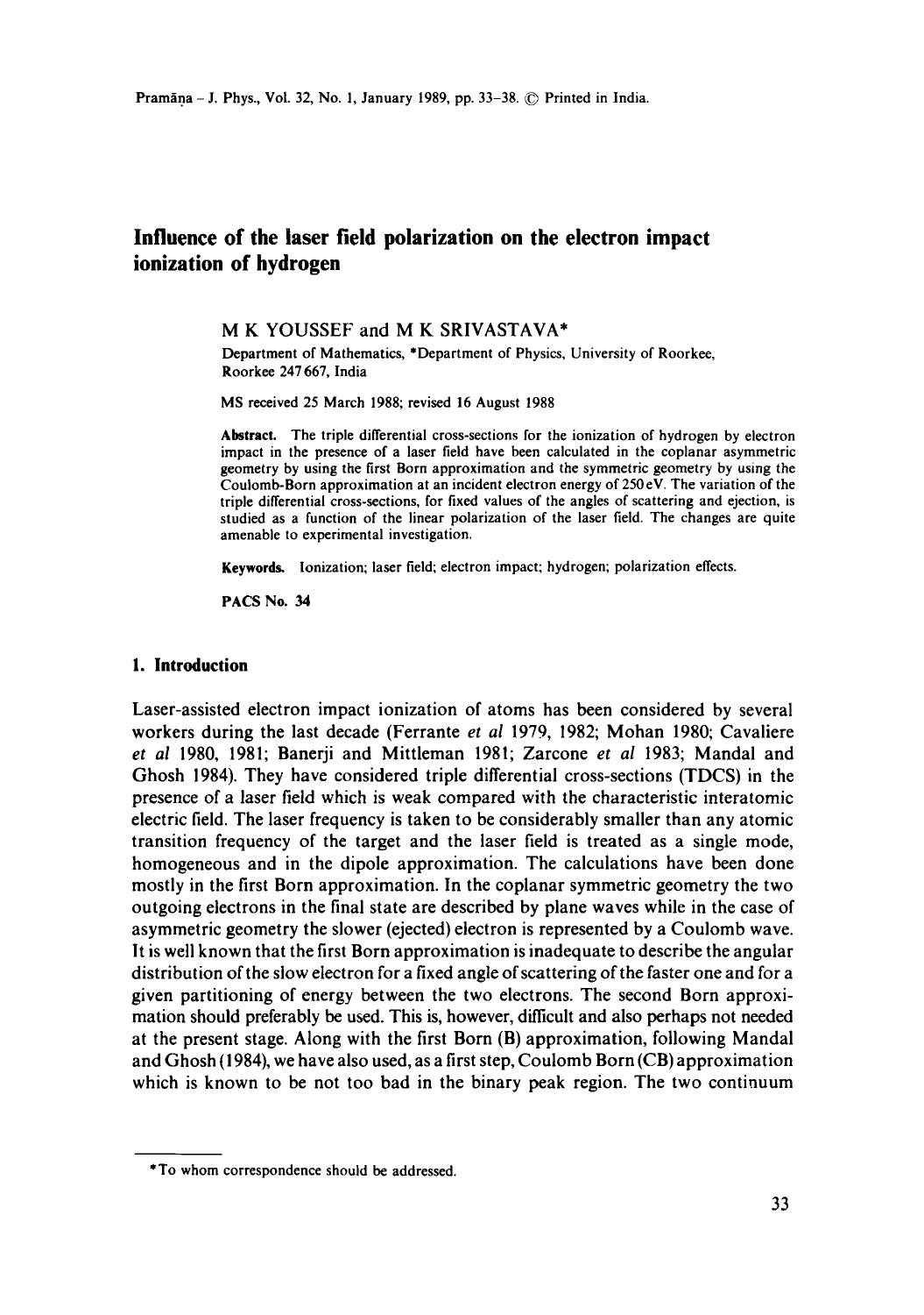# Influence of the laser field polarization on the electron impact ionization of hydrogen

M K YOUSSEF and M K SRIVASTAVA*

Department of Mathematics, *Department of Physics, University of Roorkee, Roorkee 247 667, India

MS received 25 March 1988; revised 16 August 1988

**Abstract.** The triple differential cross-sections for the ionization of hydrogen by electron impact in the presence of a laser field have been calculated in the coplanar asymmetric geometry by using the first Born approximation and the symmetric geometry by using the Coulomb-Born approximation at an incident electron energy of 250 eV. The variation of the triple differential cross-sections, for fixed values of the angles of scattering and ejection, is studied as a function of the linear polarization of the laser field. The changes are quite amenable to experimental investigation.

**Keywords.** Ionization; laser field; electron impact; hydrogen; polarization effects.

**PACS No. 34**

## 1. Introduction

Laser-assisted electron impact ionization of atoms has been considered by several workers during the last decade (Ferrante *et al* 1979, 1982; Mohan 1980; Cavaliere *et al* 1980, 1981; Banerji and Mittleman 1981; Zarcone *et al* 1983; Mandal and Ghosh 1984). They have considered triple differential cross-sections (TDCS) in the presence of a laser field which is weak compared with the characteristic interatomic electric field. The laser frequency is taken to be considerably smaller than any atomic transition frequency of the target and the laser field is treated as a single mode, homogeneous and in the dipole approximation. The calculations have been done mostly in the first Born approximation. In the coplanar symmetric geometry the two outgoing electrons in the final state are described by plane waves while in the case of asymmetric geometry the slower (ejected) electron is represented by a Coulomb wave. It is well known that the first Born approximation is inadequate to describe the angular distribution of the slow electron for a fixed angle of scattering of the faster one and for a given partitioning of energy between the two electrons. The second Born approximation should preferably be used. This is, however, difficult and also perhaps not needed at the present stage. Along with the first Born (B) approximation, following Mandal and Ghosh (1984), we have also used, as a first step, Coulomb Born (CB) approximation which is known to be not too bad in the binary peak region. The two continuum

*To whom correspondence should be addressed.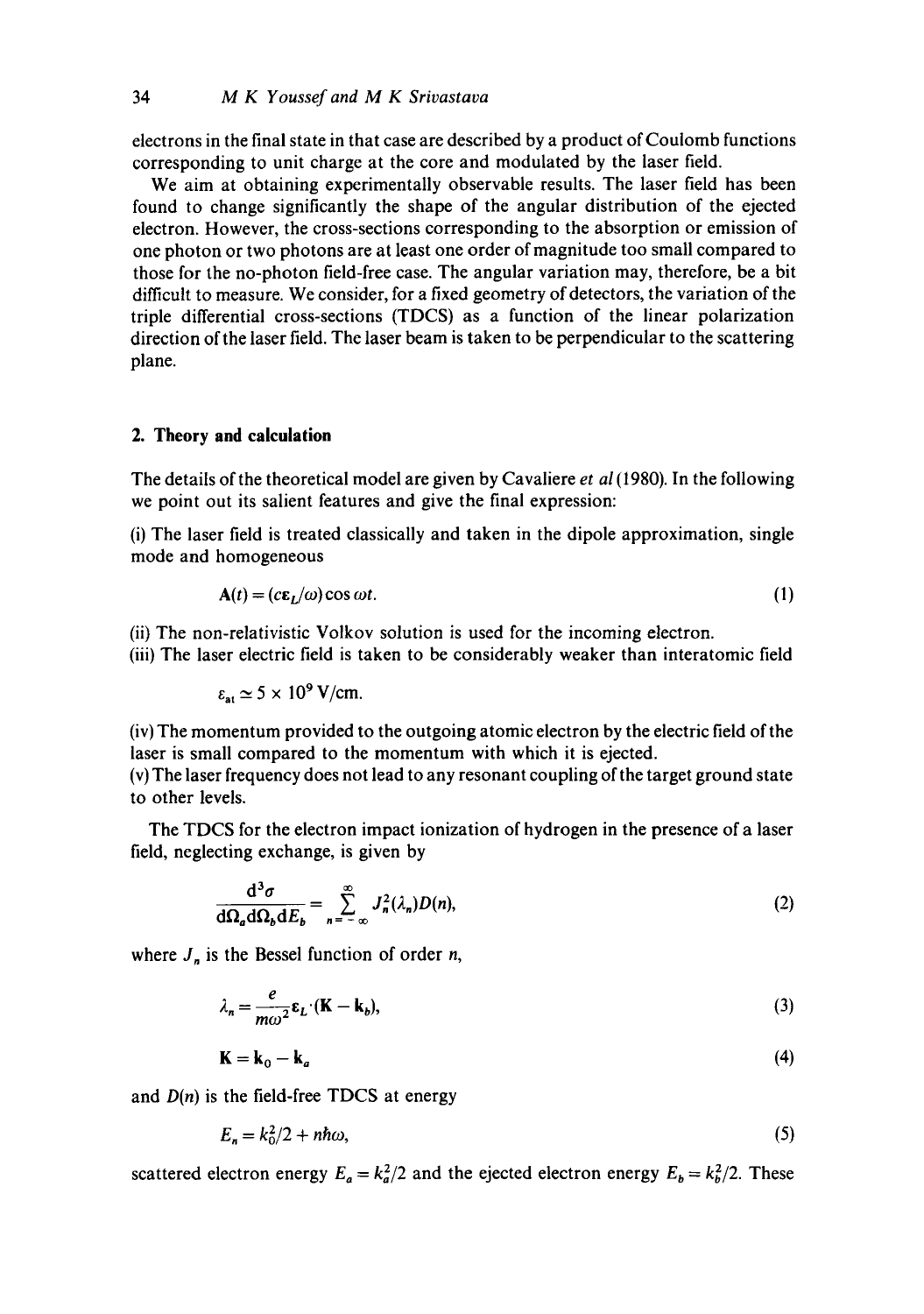electrons in the final state in that case are described by a product of Coulomb functions corresponding to unit charge at the core and modulated by the laser field.

We aim at obtaining experimentally observable results. The laser field has been found to change significantly the shape of the angular distribution of the ejected electron. However, the cross-sections corresponding to the absorption or emission of one photon or two photons are at least one order of magnitude too small compared to those for the no-photon field-free case. The angular variation may, therefore, be a bit difficult to measure. We consider, for a fixed geometry of detectors, the variation of the triple differential cross-sections (TDCS) as a function of the linear polarization direction of the laser field. The laser beam is taken to be perpendicular to the scattering plane.

## 2. Theory and calculation

The details of the theoretical model are given by Cavaliere *et al* (1980). In the following we point out its salient features and give the final expression:

(i) The laser field is treated classically and taken in the dipole approximation, single mode and homogeneous

$$\mathbf{A}(t) = (c\boldsymbol{\varepsilon}_L/\omega)\cos\omega t. \tag{1}$$

(ii) The non-relativistic Volkov solution is used for the incoming electron.

(iii) The laser electric field is taken to be considerably weaker than interatomic field

$$\varepsilon_{\mathrm{at}} \simeq 5 \times 10^9\ \mathrm{V/cm}.$$

(iv) The momentum provided to the outgoing atomic electron by the electric field of the laser is small compared to the momentum with which it is ejected.

(v) The laser frequency does not lead to any resonant coupling of the target ground state to other levels.

The TDCS for the electron impact ionization of hydrogen in the presence of a laser field, neglecting exchange, is given by

$$\frac{\mathrm{d}^3\sigma}{\mathrm{d}\Omega_a \mathrm{d}\Omega_b \mathrm{d}E_b} = \sum_{n=-\infty}^{\infty} J_n^2(\lambda_n) D(n), \tag{2}$$

where $J_n$ is the Bessel function of order $n$,

$$\lambda_n = \frac{e}{m\omega^2}\boldsymbol{\varepsilon}_L \cdot (\mathbf{K} - \mathbf{k}_b), \tag{3}$$

$$\mathbf{K} = \mathbf{k}_0 - \mathbf{k}_a \tag{4}$$

and $D(n)$ is the field-free TDCS at energy

$$E_n = k_0^2/2 + n\hbar\omega, \tag{5}$$

scattered electron energy $E_a = k_a^2/2$ and the ejected electron energy $E_b = k_b^2/2$. These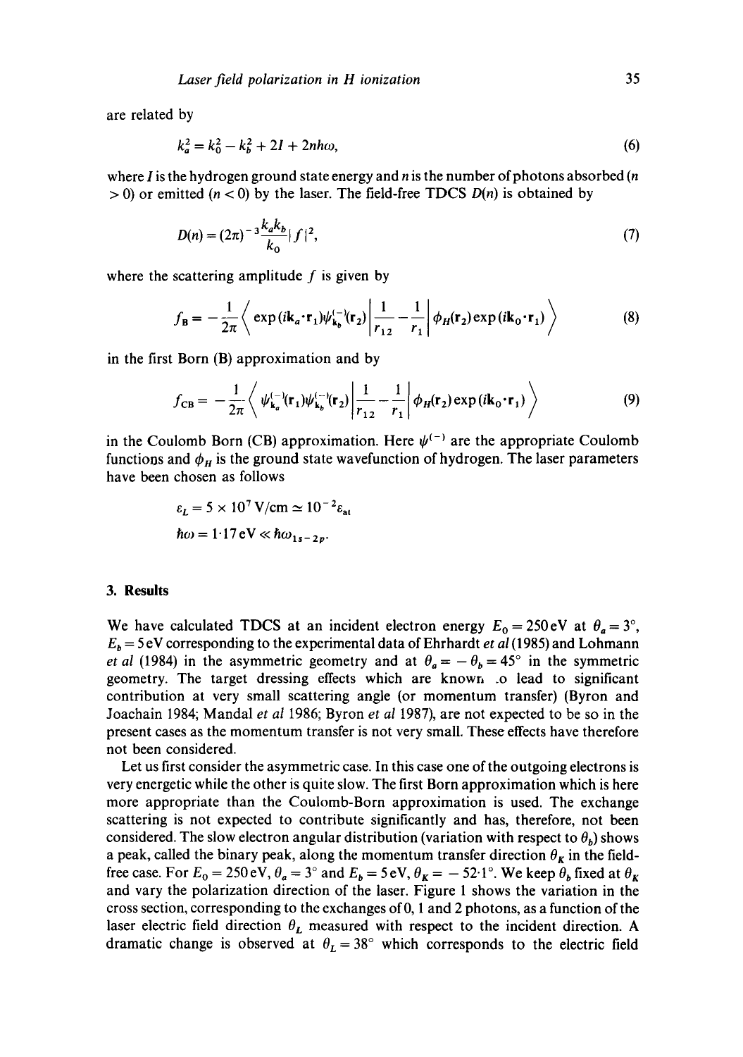are related by

$$k_a^2 = k_0^2 - k_b^2 + 2I + 2n\hbar\omega, \tag{6}$$

where $I$ is the hydrogen ground state energy and $n$ is the number of photons absorbed ($n > 0$) or emitted ($n < 0$) by the laser. The field-free TDCS $D(n)$ is obtained by

$$D(n) = (2\pi)^{-3} \frac{k_a k_b}{k_0} |f|^2, \tag{7}$$

where the scattering amplitude $f$ is given by

$$f_B = -\frac{1}{2\pi} \left\langle \exp(i\mathbf{k}_a \cdot \mathbf{r}_1) \psi_{\mathbf{k}_b}^{(-)}(\mathbf{r}_2) \left| \frac{1}{r_{12}} - \frac{1}{r_1} \right| \phi_H(\mathbf{r}_2) \exp(i\mathbf{k}_0 \cdot \mathbf{r}_1) \right\rangle \tag{8}$$

in the first Born (B) approximation and by

$$f_{CB} = -\frac{1}{2\pi} \left\langle \psi_{\mathbf{k}_a}^{(-)}(\mathbf{r}_1) \psi_{\mathbf{k}_b}^{(-)}(\mathbf{r}_2) \left| \frac{1}{r_{12}} - \frac{1}{r_1} \right| \phi_H(\mathbf{r}_2) \exp(i\mathbf{k}_0 \cdot \mathbf{r}_1) \right\rangle \tag{9}$$

in the Coulomb Born (CB) approximation. Here $\psi^{(-)}$ are the appropriate Coulomb functions and $\phi_H$ is the ground state wavefunction of hydrogen. The laser parameters have been chosen as follows

$$\varepsilon_L = 5 \times 10^7 \, \text{V/cm} \simeq 10^{-2} \varepsilon_{at}$$

$$\hbar\omega = 1 \cdot 17 \, \text{eV} \ll \hbar\omega_{1s-2p}.$$

## 3. Results

We have calculated TDCS at an incident electron energy $E_0 = 250\,\text{eV}$ at $\theta_a = 3°$, $E_b = 5\,\text{eV}$ corresponding to the experimental data of Ehrhardt *et al* (1985) and Lohmann *et al* (1984) in the asymmetric geometry and at $\theta_a = -\theta_b = 45°$ in the symmetric geometry. The target dressing effects which are known to lead to significant contribution at very small scattering angle (or momentum transfer) (Byron and Joachain 1984; Mandal *et al* 1986; Byron *et al* 1987), are not expected to be so in the present cases as the momentum transfer is not very small. These effects have therefore not been considered.

Let us first consider the asymmetric case. In this case one of the outgoing electrons is very energetic while the other is quite slow. The first Born approximation which is here more appropriate than the Coulomb-Born approximation is used. The exchange scattering is not expected to contribute significantly and has, therefore, not been considered. The slow electron angular distribution (variation with respect to $\theta_b$) shows a peak, called the binary peak, along the momentum transfer direction $\theta_K$ in the field-free case. For $E_0 = 250\,\text{eV}$, $\theta_a = 3°$ and $E_b = 5\,\text{eV}$, $\theta_K = -52 \cdot 1°$. We keep $\theta_b$ fixed at $\theta_K$ and vary the polarization direction of the laser. Figure 1 shows the variation in the cross section, corresponding to the exchanges of 0, 1 and 2 photons, as a function of the laser electric field direction $\theta_L$ measured with respect to the incident direction. A dramatic change is observed at $\theta_L = 38°$ which corresponds to the electric field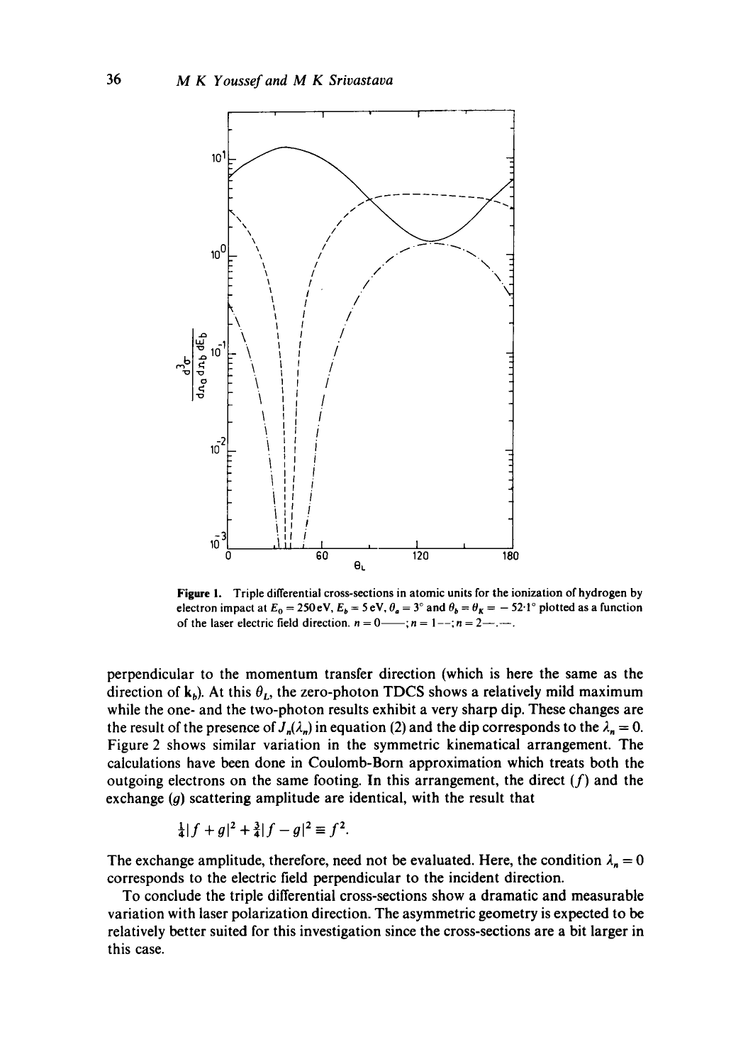**Figure 1.** Triple differential cross-sections in atomic units for the ionization of hydrogen by electron impact at $E_0 = 250\,\text{eV}$, $E_b = 5\,\text{eV}$, $\theta_a = 3°$ and $\theta_b = \theta_K = -52{\cdot}1°$ plotted as a function of the laser electric field direction. $n = 0$ ——; $n = 1$ – –; $n = 2$ —·—.

perpendicular to the momentum transfer direction (which is here the same as the direction of $\mathbf{k}_b$). At this $\theta_L$, the zero-photon TDCS shows a relatively mild maximum while the one- and the two-photon results exhibit a very sharp dip. These changes are the result of the presence of $J_n(\lambda_n)$ in equation (2) and the dip corresponds to the $\lambda_n = 0$. Figure 2 shows similar variation in the symmetric kinematical arrangement. The calculations have been done in Coulomb-Born approximation which treats both the outgoing electrons on the same footing. In this arrangement, the direct ($f$) and the exchange ($g$) scattering amplitude are identical, with the result that

$$\tfrac{1}{4}|f+g|^2 + \tfrac{3}{4}|f-g|^2 \equiv f^2.$$

The exchange amplitude, therefore, need not be evaluated. Here, the condition $\lambda_n = 0$ corresponds to the electric field perpendicular to the incident direction.

To conclude the triple differential cross-sections show a dramatic and measurable variation with laser polarization direction. The asymmetric geometry is expected to be relatively better suited for this investigation since the cross-sections are a bit larger in this case.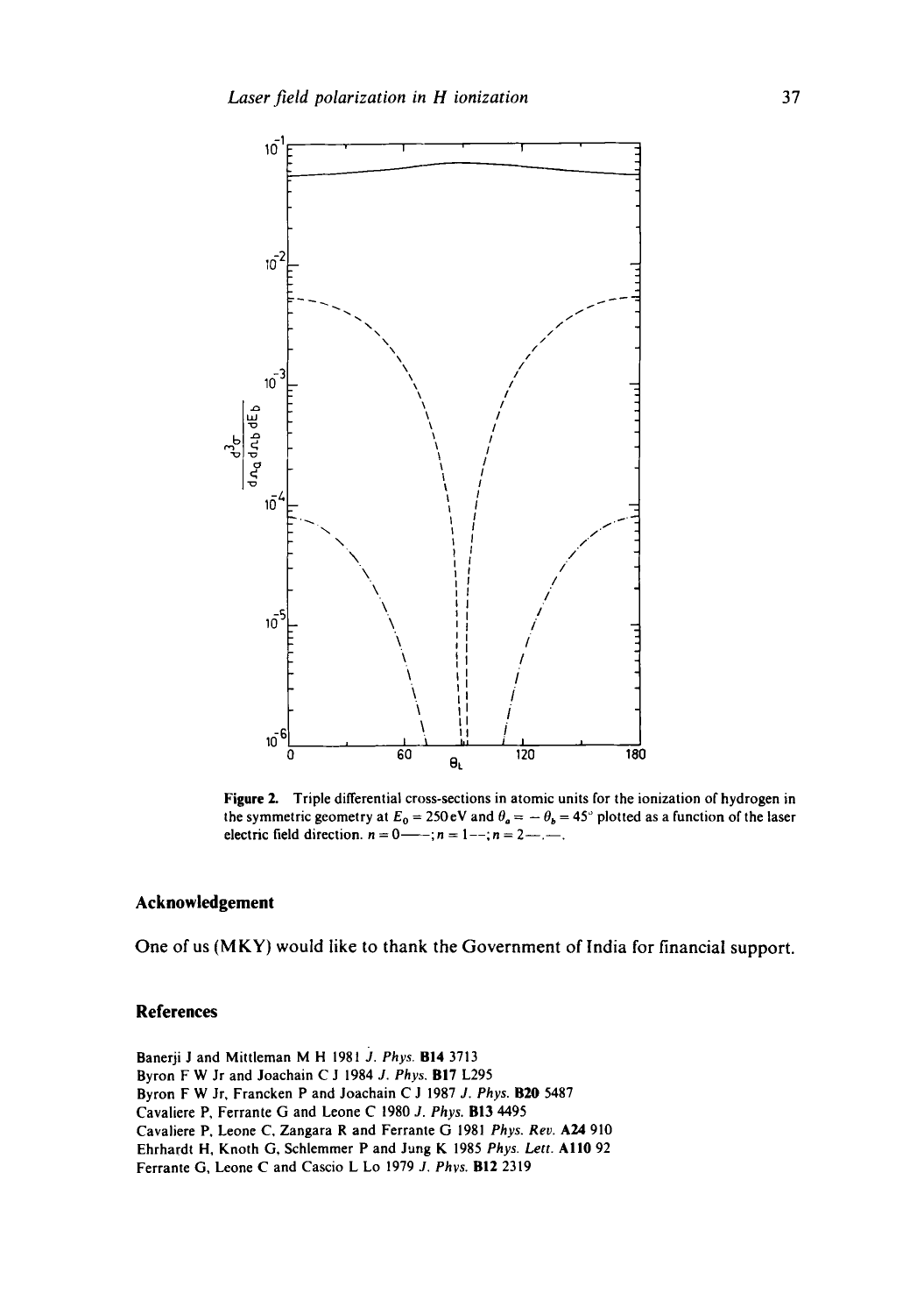Figure 2. Triple differential cross-sections in atomic units for the ionization of hydrogen in the symmetric geometry at $E_0 = 250\,\text{eV}$ and $\theta_a = -\theta_b = 45°$ plotted as a function of the laser electric field direction. $n = 0$ ——; $n = 1$ – –; $n = 2$ —.—.

## Acknowledgement

One of us (MKY) would like to thank the Government of India for financial support.

## References

Banerji J and Mittleman M H 1981 *J. Phys.* **B14** 3713

Byron F W Jr and Joachain C J 1984 *J. Phys.* **B17** L295

Byron F W Jr, Francken P and Joachain C J 1987 *J. Phys.* **B20** 5487

Cavaliere P, Ferrante G and Leone C 1980 *J. Phys.* **B13** 4495

Cavaliere P, Leone C, Zangara R and Ferrante G 1981 *Phys. Rev.* **A24** 910

Ehrhardt H, Knoth G, Schlemmer P and Jung K 1985 *Phys. Lett.* **A110** 92

Ferrante G, Leone C and Cascio L Lo 1979 *J. Phys.* **B12** 2319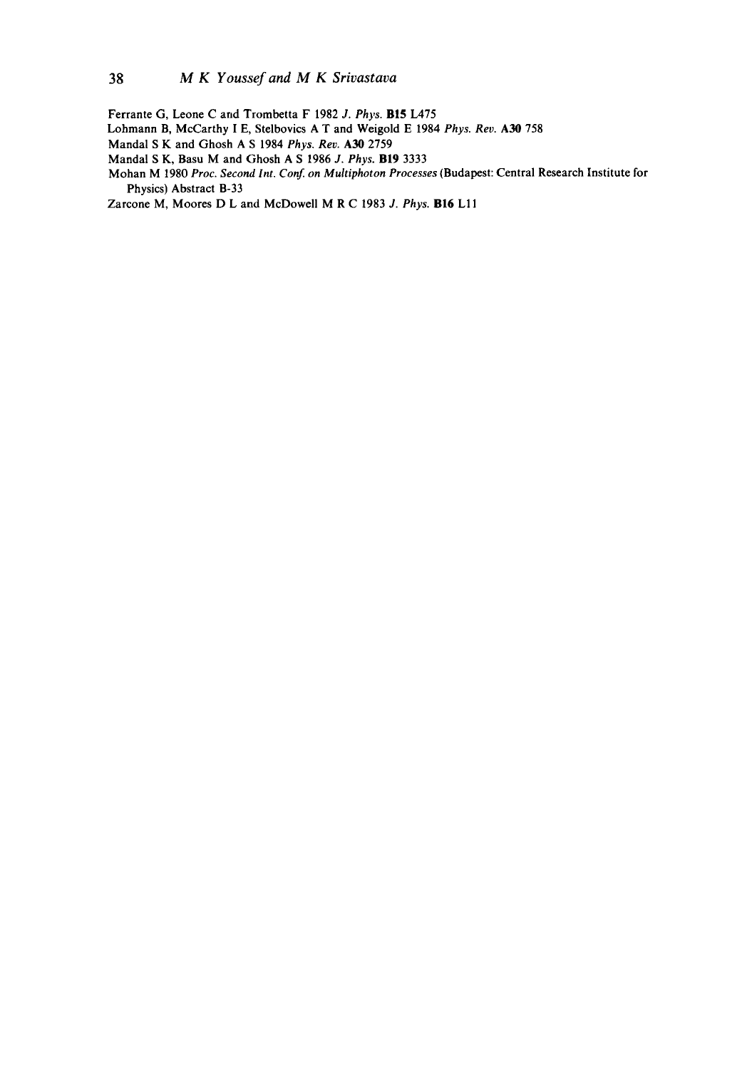Ferrante G, Leone C and Trombetta F 1982 *J. Phys.* **B15** L475

Lohmann B, McCarthy I E, Stelbovics A T and Weigold E 1984 *Phys. Rev.* **A30** 758

Mandal S K and Ghosh A S 1984 *Phys. Rev.* **A30** 2759

Mandal S K, Basu M and Ghosh A S 1986 *J. Phys.* **B19** 3333

Mohan M 1980 *Proc. Second Int. Conf. on Multiphoton Processes* (Budapest: Central Research Institute for Physics) Abstract B-33

Zarcone M, Moores D L and McDowell M R C 1983 *J. Phys.* **B16** L11